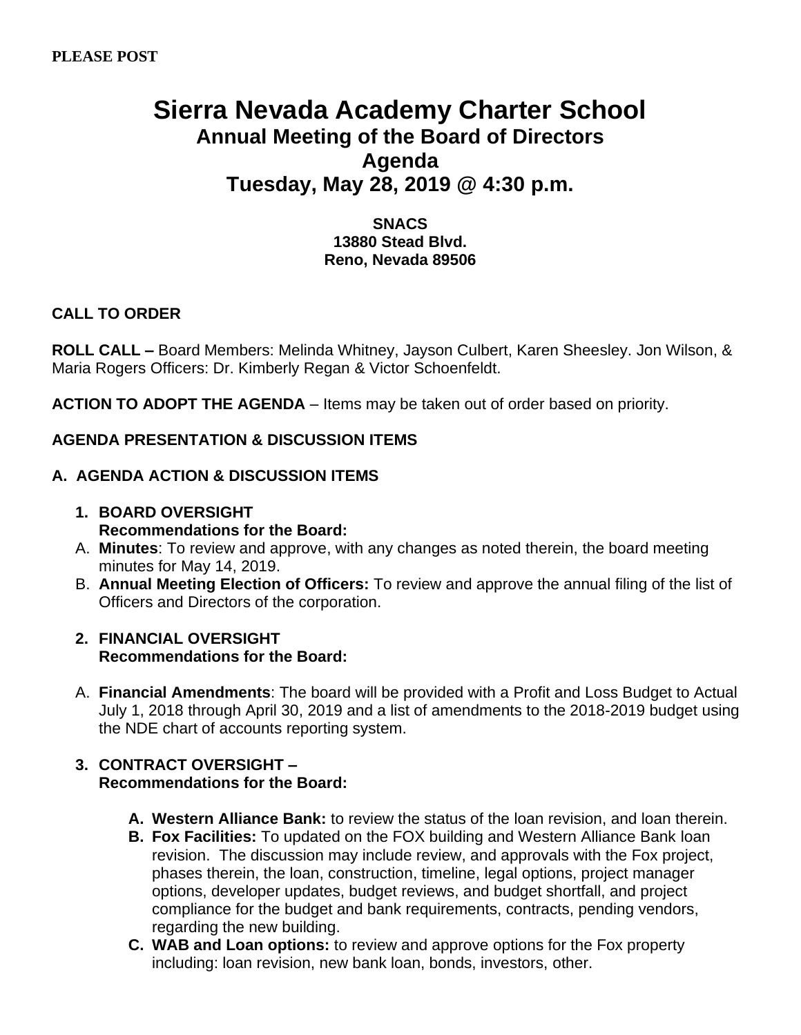**PLEASE POST**

# Sierra Nevada Academy Charter School

## Annual Meeting of the Board of Directors

## Agenda

## Tuesday, May 28, 2019 @ 4:30 p.m.

**SNACS**
**13880 Stead Blvd.**
**Reno, Nevada 89506**

**CALL TO ORDER**

**ROLL CALL –** Board Members: Melinda Whitney, Jayson Culbert, Karen Sheesley. Jon Wilson, & Maria Rogers Officers: Dr. Kimberly Regan & Victor Schoenfeldt.

**ACTION TO ADOPT THE AGENDA** – Items may be taken out of order based on priority.

**AGENDA PRESENTATION & DISCUSSION ITEMS**

**A. AGENDA ACTION & DISCUSSION ITEMS**

1. **BOARD OVERSIGHT**
   **Recommendations for the Board:**

A. **Minutes**: To review and approve, with any changes as noted therein, the board meeting minutes for May 14, 2019.

B. **Annual Meeting Election of Officers:** To review and approve the annual filing of the list of Officers and Directors of the corporation.

2. **FINANCIAL OVERSIGHT**
   **Recommendations for the Board:**

A. **Financial Amendments**: The board will be provided with a Profit and Loss Budget to Actual July 1, 2018 through April 30, 2019 and a list of amendments to the 2018-2019 budget using the NDE chart of accounts reporting system.

3. **CONTRACT OVERSIGHT –**
   **Recommendations for the Board:**

   **A. Western Alliance Bank:** to review the status of the loan revision, and loan therein.

   **B. Fox Facilities:** To updated on the FOX building and Western Alliance Bank loan revision. The discussion may include review, and approvals with the Fox project, phases therein, the loan, construction, timeline, legal options, project manager options, developer updates, budget reviews, and budget shortfall, and project compliance for the budget and bank requirements, contracts, pending vendors, regarding the new building.

   **C. WAB and Loan options:** to review and approve options for the Fox property including: loan revision, new bank loan, bonds, investors, other.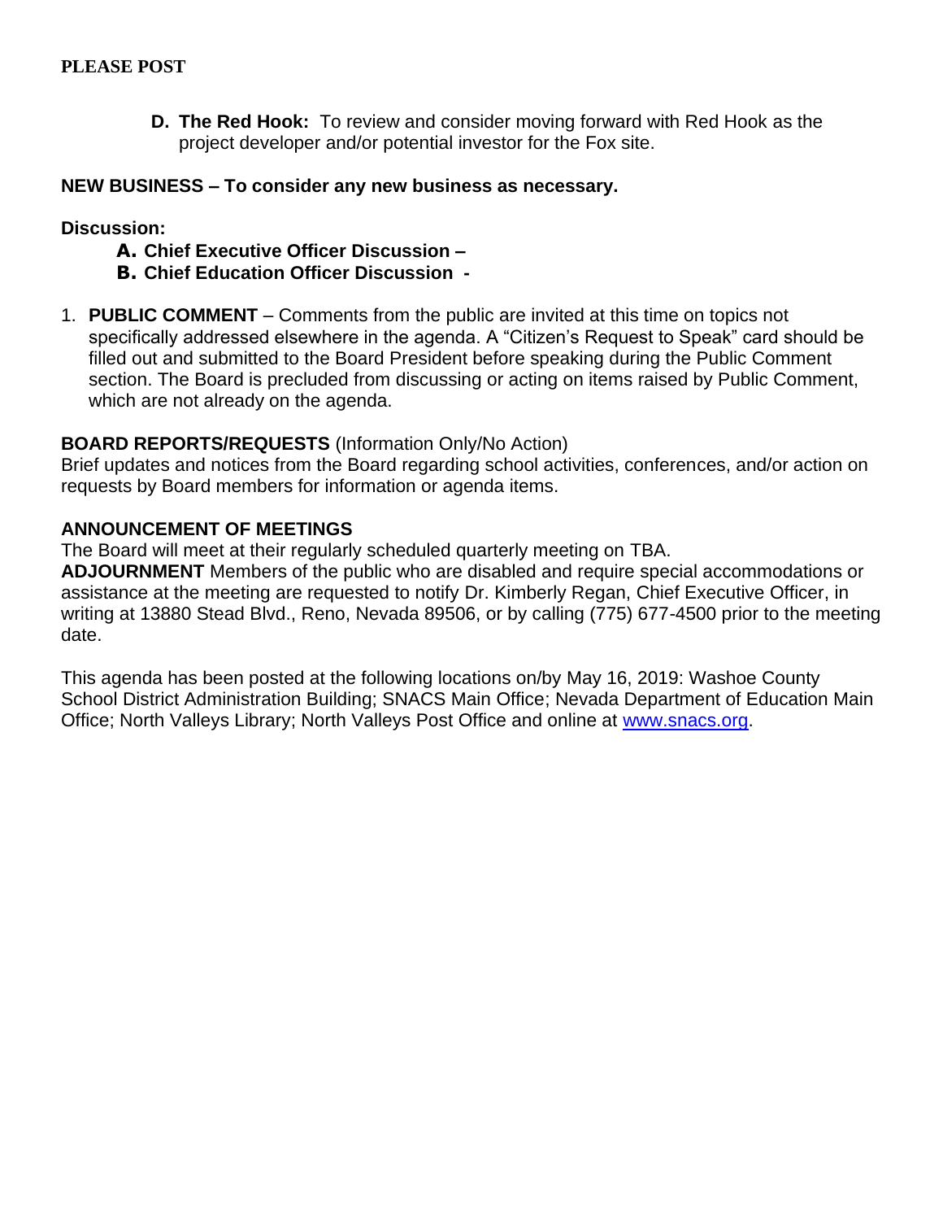**PLEASE POST**

**D. The Red Hook:** To review and consider moving forward with Red Hook as the project developer and/or potential investor for the Fox site.

**NEW BUSINESS – To consider any new business as necessary.**

**Discussion:**

**A. Chief Executive Officer Discussion –**
**B. Chief Education Officer Discussion -**

1. **PUBLIC COMMENT** – Comments from the public are invited at this time on topics not specifically addressed elsewhere in the agenda. A "Citizen's Request to Speak" card should be filled out and submitted to the Board President before speaking during the Public Comment section. The Board is precluded from discussing or acting on items raised by Public Comment, which are not already on the agenda.

**BOARD REPORTS/REQUESTS** (Information Only/No Action)
Brief updates and notices from the Board regarding school activities, conferences, and/or action on requests by Board members for information or agenda items.

**ANNOUNCEMENT OF MEETINGS**
The Board will meet at their regularly scheduled quarterly meeting on TBA.
**ADJOURNMENT** Members of the public who are disabled and require special accommodations or assistance at the meeting are requested to notify Dr. Kimberly Regan, Chief Executive Officer, in writing at 13880 Stead Blvd., Reno, Nevada 89506, or by calling (775) 677-4500 prior to the meeting date.

This agenda has been posted at the following locations on/by May 16, 2019: Washoe County School District Administration Building; SNACS Main Office; Nevada Department of Education Main Office; North Valleys Library; North Valleys Post Office and online at [www.snacs.org](http://www.snacs.org).